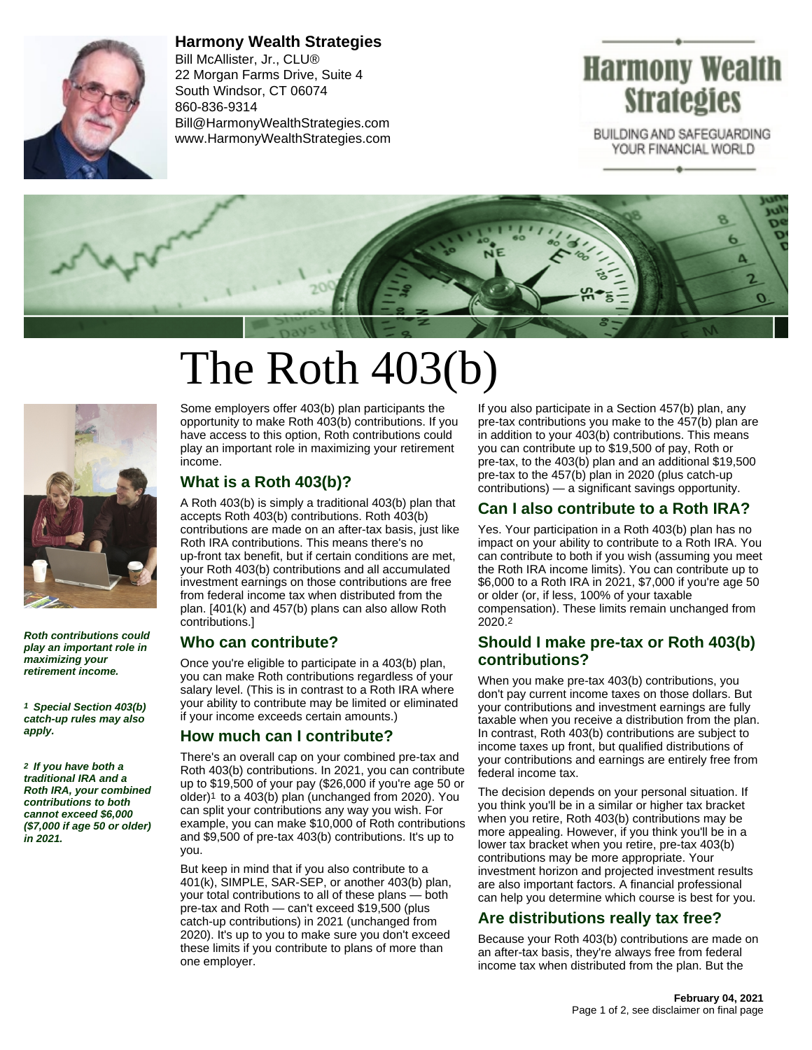**Harmony Wealth Strategies**
Bill McAllister, Jr., CLU®
22 Morgan Farms Drive, Suite 4
South Windsor, CT 06074
860-836-9314
Bill@HarmonyWealthStrategies.com
www.HarmonyWealthStrategies.com

Harmony Wealth Strategies
BUILDING AND SAFEGUARDING YOUR FINANCIAL WORLD

# The Roth 403(b)

Some employers offer 403(b) plan participants the opportunity to make Roth 403(b) contributions. If you have access to this option, Roth contributions could play an important role in maximizing your retirement income.

## What is a Roth 403(b)?

A Roth 403(b) is simply a traditional 403(b) plan that accepts Roth 403(b) contributions. Roth 403(b) contributions are made on an after-tax basis, just like Roth IRA contributions. This means there's no up-front tax benefit, but if certain conditions are met, your Roth 403(b) contributions and all accumulated investment earnings on those contributions are free from federal income tax when distributed from the plan. [401(k) and 457(b) plans can also allow Roth contributions.]

## Who can contribute?

Once you're eligible to participate in a 403(b) plan, you can make Roth contributions regardless of your salary level. (This is in contrast to a Roth IRA where your ability to contribute may be limited or eliminated if your income exceeds certain amounts.)

## How much can I contribute?

There's an overall cap on your combined pre-tax and Roth 403(b) contributions. In 2021, you can contribute up to $19,500 of your pay ($26,000 if you're age 50 or older)[1] to a 403(b) plan (unchanged from 2020). You can split your contributions any way you wish. For example, you can make $10,000 of Roth contributions and $9,500 of pre-tax 403(b) contributions. It's up to you.

But keep in mind that if you also contribute to a 401(k), SIMPLE, SAR-SEP, or another 403(b) plan, your total contributions to all of these plans — both pre-tax and Roth — can't exceed $19,500 (plus catch-up contributions) in 2021 (unchanged from 2020). It's up to you to make sure you don't exceed these limits if you contribute to plans of more than one employer.

If you also participate in a Section 457(b) plan, any pre-tax contributions you make to the 457(b) plan are in addition to your 403(b) contributions. This means you can contribute up to $19,500 of pay, Roth or pre-tax, to the 403(b) plan and an additional $19,500 pre-tax to the 457(b) plan in 2020 (plus catch-up contributions) — a significant savings opportunity.

## Can I also contribute to a Roth IRA?

Yes. Your participation in a Roth 403(b) plan has no impact on your ability to contribute to a Roth IRA. You can contribute to both if you wish (assuming you meet the Roth IRA income limits). You can contribute up to $6,000 to a Roth IRA in 2021, $7,000 if you're age 50 or older (or, if less, 100% of your taxable compensation). These limits remain unchanged from 2020.[2]

## Should I make pre-tax or Roth 403(b) contributions?

When you make pre-tax 403(b) contributions, you don't pay current income taxes on those dollars. But your contributions and investment earnings are fully taxable when you receive a distribution from the plan. In contrast, Roth 403(b) contributions are subject to income taxes up front, but qualified distributions of your contributions and earnings are entirely free from federal income tax.

The decision depends on your personal situation. If you think you'll be in a similar or higher tax bracket when you retire, Roth 403(b) contributions may be more appealing. However, if you think you'll be in a lower tax bracket when you retire, pre-tax 403(b) contributions may be more appropriate. Your investment horizon and projected investment results are also important factors. A financial professional can help you determine which course is best for you.

## Are distributions really tax free?

Because your Roth 403(b) contributions are made on an after-tax basis, they're always free from federal income tax when distributed from the plan. But the

***Roth contributions could play an important role in maximizing your retirement income.***

***[1] Special Section 403(b) catch-up rules may also apply.***

***[2] If you have both a traditional IRA and a Roth IRA, your combined contributions to both cannot exceed $6,000 ($7,000 if age 50 or older) in 2021.***

**February 04, 2021**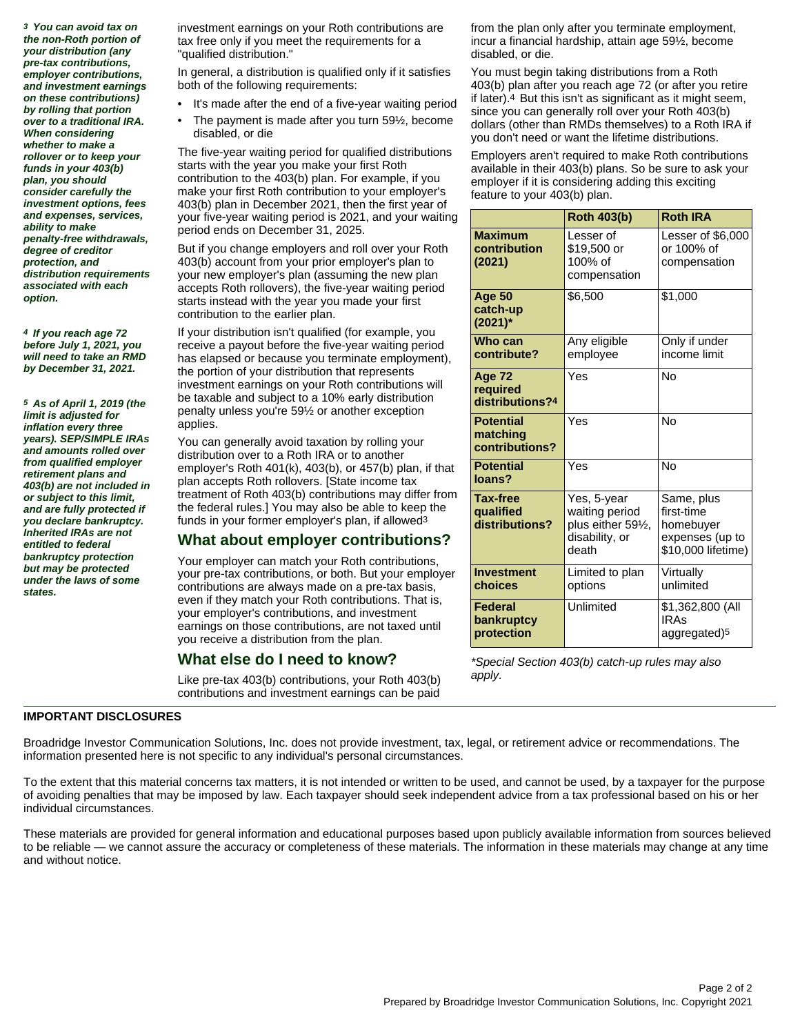investment earnings on your Roth contributions are tax free only if you meet the requirements for a "qualified distribution."

In general, a distribution is qualified only if it satisfies both of the following requirements:

- It's made after the end of a five-year waiting period
- The payment is made after you turn 59½, become disabled, or die

The five-year waiting period for qualified distributions starts with the year you make your first Roth contribution to the 403(b) plan. For example, if you make your first Roth contribution to your employer's 403(b) plan in December 2021, then the first year of your five-year waiting period is 2021, and your waiting period ends on December 31, 2025.

But if you change employers and roll over your Roth 403(b) account from your prior employer's plan to your new employer's plan (assuming the new plan accepts Roth rollovers), the five-year waiting period starts instead with the year you made your first contribution to the earlier plan.

If your distribution isn't qualified (for example, you receive a payout before the five-year waiting period has elapsed or because you terminate employment), the portion of your distribution that represents investment earnings on your Roth contributions will be taxable and subject to a 10% early distribution penalty unless you're 59½ or another exception applies.

You can generally avoid taxation by rolling your distribution over to a Roth IRA or to another employer's Roth 401(k), 403(b), or 457(b) plan, if that plan accepts Roth rollovers. [State income tax treatment of Roth 403(b) contributions may differ from the federal rules.] You may also be able to keep the funds in your former employer's plan, if allowed[3]

## What about employer contributions?

Your employer can match your Roth contributions, your pre-tax contributions, or both. But your employer contributions are always made on a pre-tax basis, even if they match your Roth contributions. That is, your employer's contributions, and investment earnings on those contributions, are not taxed until you receive a distribution from the plan.

## What else do I need to know?

Like pre-tax 403(b) contributions, your Roth 403(b) contributions and investment earnings can be paid from the plan only after you terminate employment, incur a financial hardship, attain age 59½, become disabled, or die.

You must begin taking distributions from a Roth 403(b) plan after you reach age 72 (or after you retire if later).[4] But this isn't as significant as it might seem, since you can generally roll over your Roth 403(b) dollars (other than RMDs themselves) to a Roth IRA if you don't need or want the lifetime distributions.

Employers aren't required to make Roth contributions available in their 403(b) plans. So be sure to ask your employer if it is considering adding this exciting feature to your 403(b) plan.

| | Roth 403(b) | Roth IRA |
|---|---|---|
| **Maximum contribution (2021)** | Lesser of $19,500 or 100% of compensation | Lesser of $6,000 or 100% of compensation |
| **Age 50 catch-up (2021)*** | $6,500 | $1,000 |
| **Who can contribute?** | Any eligible employee | Only if under income limit |
| **Age 72 required distributions?[4]** | Yes | No |
| **Potential matching contributions?** | Yes | No |
| **Potential loans?** | Yes | No |
| **Tax-free qualified distributions?** | Yes, 5-year waiting period plus either 59½, disability, or death | Same, plus first-time homebuyer expenses (up to $10,000 lifetime) |
| **Investment choices** | Limited to plan options | Virtually unlimited |
| **Federal bankruptcy protection** | Unlimited | $1,362,800 (All IRAs aggregated)[5] |

*Special Section 403(b) catch-up rules may also apply.*

***3** You can avoid tax on the non-Roth portion of your distribution (any pre-tax contributions, employer contributions, and investment earnings on these contributions) by rolling that portion over to a traditional IRA. When considering whether to make a rollover or to keep your funds in your 403(b) plan, you should consider carefully the investment options, fees and expenses, services, ability to make penalty-free withdrawals, degree of creditor protection, and distribution requirements associated with each option.*

***4** If you reach age 72 before July 1, 2021, you will need to take an RMD by December 31, 2021.*

***5** As of April 1, 2019 (the limit is adjusted for inflation every three years). SEP/SIMPLE IRAs and amounts rolled over from qualified employer retirement plans and 403(b) are not included in or subject to this limit, and are fully protected if you declare bankruptcy. Inherited IRAs are not entitled to federal bankruptcy protection but may be protected under the laws of some states.*

**IMPORTANT DISCLOSURES**

Broadridge Investor Communication Solutions, Inc. does not provide investment, tax, legal, or retirement advice or recommendations. The information presented here is not specific to any individual's personal circumstances.

To the extent that this material concerns tax matters, it is not intended or written to be used, and cannot be used, by a taxpayer for the purpose of avoiding penalties that may be imposed by law. Each taxpayer should seek independent advice from a tax professional based on his or her individual circumstances.

These materials are provided for general information and educational purposes based upon publicly available information from sources believed to be reliable — we cannot assure the accuracy or completeness of these materials. The information in these materials may change at any time and without notice.

Prepared by Broadridge Investor Communication Solutions, Inc. Copyright 2021